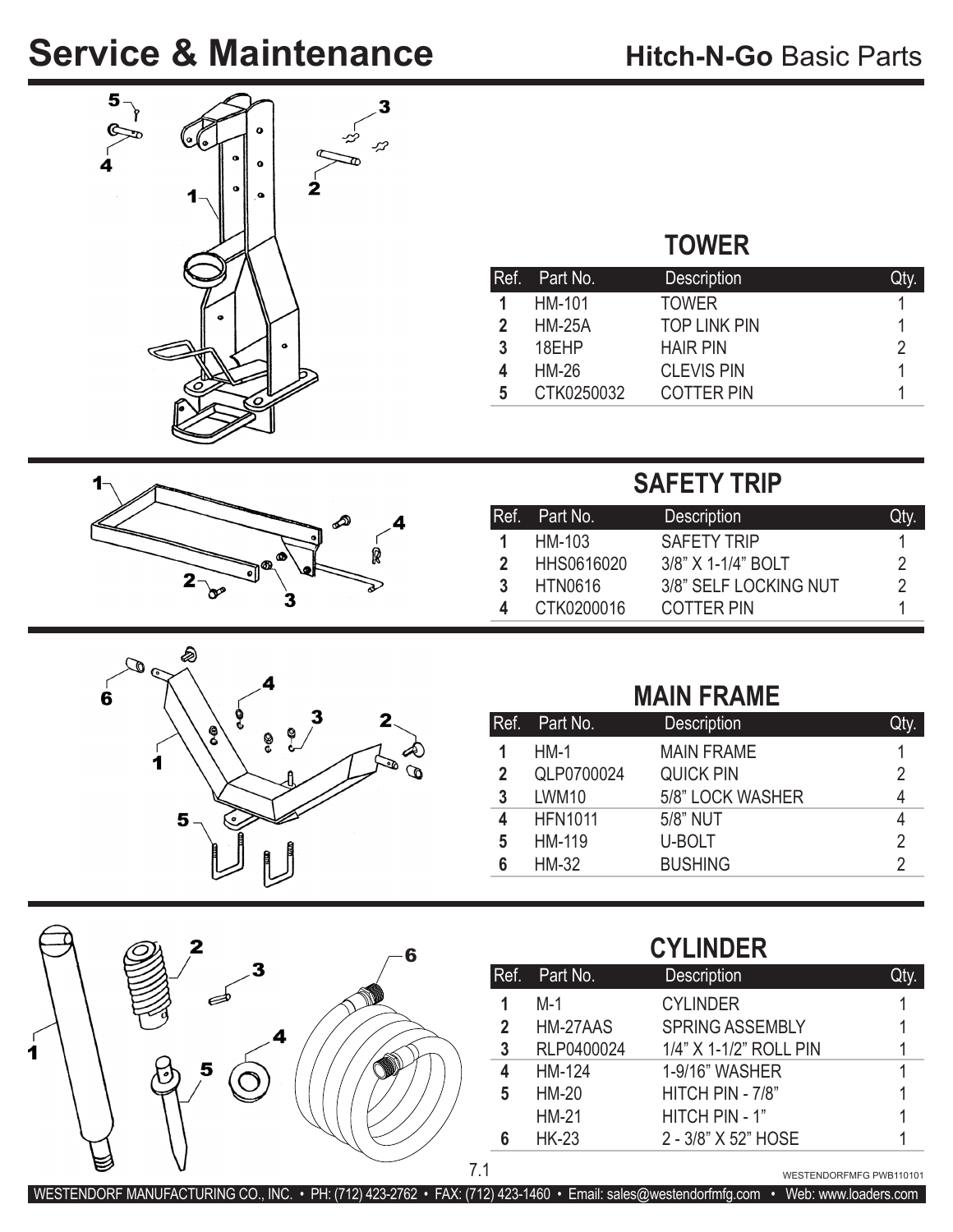# Service & Maintenance

## Hitch-N-Go Basic Parts

### TOWER

| Ref. | Part No. | Description | Qty. |
|---|---|---|---|
| 1 | HM-101 | TOWER | 1 |
| 2 | HM-25A | TOP LINK PIN | 1 |
| 3 | 18EHP | HAIR PIN | 2 |
| 4 | HM-26 | CLEVIS PIN | 1 |
| 5 | CTK0250032 | COTTER PIN | 1 |

### SAFETY TRIP

| Ref. | Part No. | Description | Qty. |
|---|---|---|---|
| 1 | HM-103 | SAFETY TRIP | 1 |
| 2 | HHS0616020 | 3/8" X 1-1/4" BOLT | 2 |
| 3 | HTN0616 | 3/8" SELF LOCKING NUT | 2 |
| 4 | CTK0200016 | COTTER PIN | 1 |

### MAIN FRAME

| Ref. | Part No. | Description | Qty. |
|---|---|---|---|
| 1 | HM-1 | MAIN FRAME | 1 |
| 2 | QLP0700024 | QUICK PIN | 2 |
| 3 | LWM10 | 5/8" LOCK WASHER | 4 |
| 4 | HFN1011 | 5/8" NUT | 4 |
| 5 | HM-119 | U-BOLT | 2 |
| 6 | HM-32 | BUSHING | 2 |

### CYLINDER

| Ref. | Part No. | Description | Qty. |
|---|---|---|---|
| 1 | M-1 | CYLINDER | 1 |
| 2 | HM-27AAS | SPRING ASSEMBLY | 1 |
| 3 | RLP0400024 | 1/4" X 1-1/2" ROLL PIN | 1 |
| 4 | HM-124 | 1-9/16" WASHER | 1 |
| 5 | HM-20 | HITCH PIN - 7/8" | 1 |
| | HM-21 | HITCH PIN - 1" | 1 |
| 6 | HK-23 | 2 - 3/8" X 52" HOSE | 1 |

WESTENDORFMFG PWB110101

WESTENDORF MANUFACTURING CO., INC. • PH: (712) 423-2762 • FAX: (712) 423-1460 • Email: sales@westendorfmfg.com • Web: www.loaders.com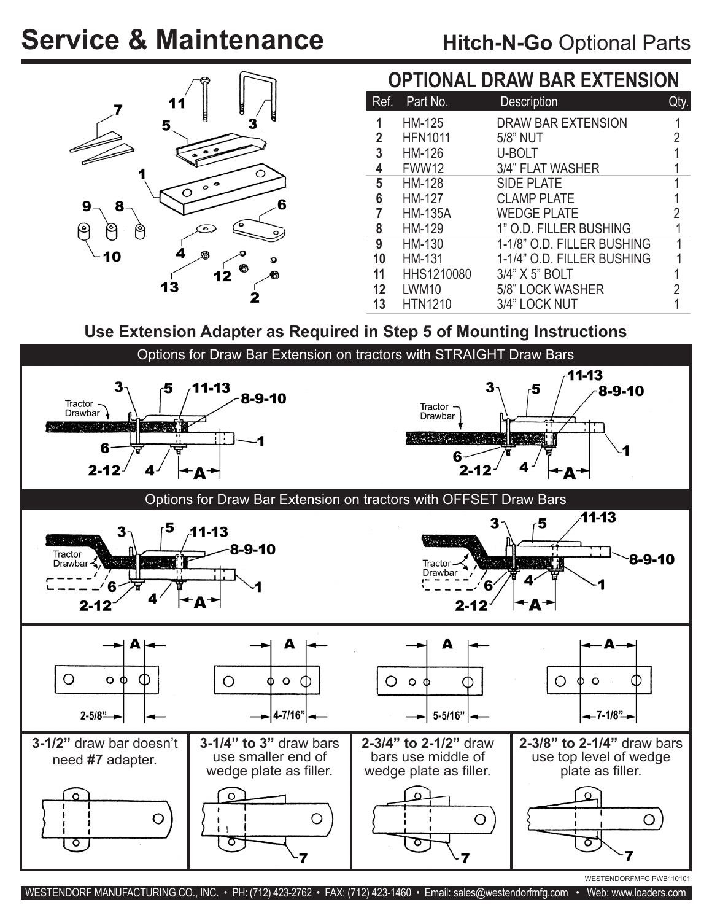# Service & Maintenance

## Hitch-N-Go Optional Parts

## OPTIONAL DRAW BAR EXTENSION

| Ref. | Part No. | Description | Qty. |
|---|---|---|---|
| 1 | HM-125 | DRAW BAR EXTENSION | 1 |
| 2 | HFN1011 | 5/8" NUT | 2 |
| 3 | HM-126 | U-BOLT | 1 |
| 4 | FWW12 | 3/4" FLAT WASHER | 1 |
| 5 | HM-128 | SIDE PLATE | 1 |
| 6 | HM-127 | CLAMP PLATE | 1 |
| 7 | HM-135A | WEDGE PLATE | 2 |
| 8 | HM-129 | 1" O.D. FILLER BUSHING | 1 |
| 9 | HM-130 | 1-1/8" O.D. FILLER BUSHING | 1 |
| 10 | HM-131 | 1-1/4" O.D. FILLER BUSHING | 1 |
| 11 | HHS1210080 | 3/4" X 5" BOLT | 1 |
| 12 | LWM10 | 5/8" LOCK WASHER | 2 |
| 13 | HTN1210 | 3/4" LOCK NUT | 1 |

**Use Extension Adapter as Required in Step 5 of Mounting Instructions**

Options for Draw Bar Extension on tractors with STRAIGHT Draw Bars

Options for Draw Bar Extension on tractors with OFFSET Draw Bars

| | | | |
|---|---|---|---|
| A: 2-5/8" | A: 4-7/16" | A: 5-5/16" | A: 7-1/8" |
| **3-1/2"** draw bar doesn't need **#7** adapter. | **3-1/4" to 3"** draw bars use smaller end of wedge plate as filler. | **2-3/4" to 2-1/2"** draw bars use middle of wedge plate as filler. | **2-3/8" to 2-1/4"** draw bars use top level of wedge plate as filler. |

WESTENDORFMFG PWB110101

WESTENDORF MANUFACTURING CO., INC. • PH: (712) 423-2762 • FAX: (712) 423-1460 • Email: sales@westendorfmfg.com • Web: www.loaders.com